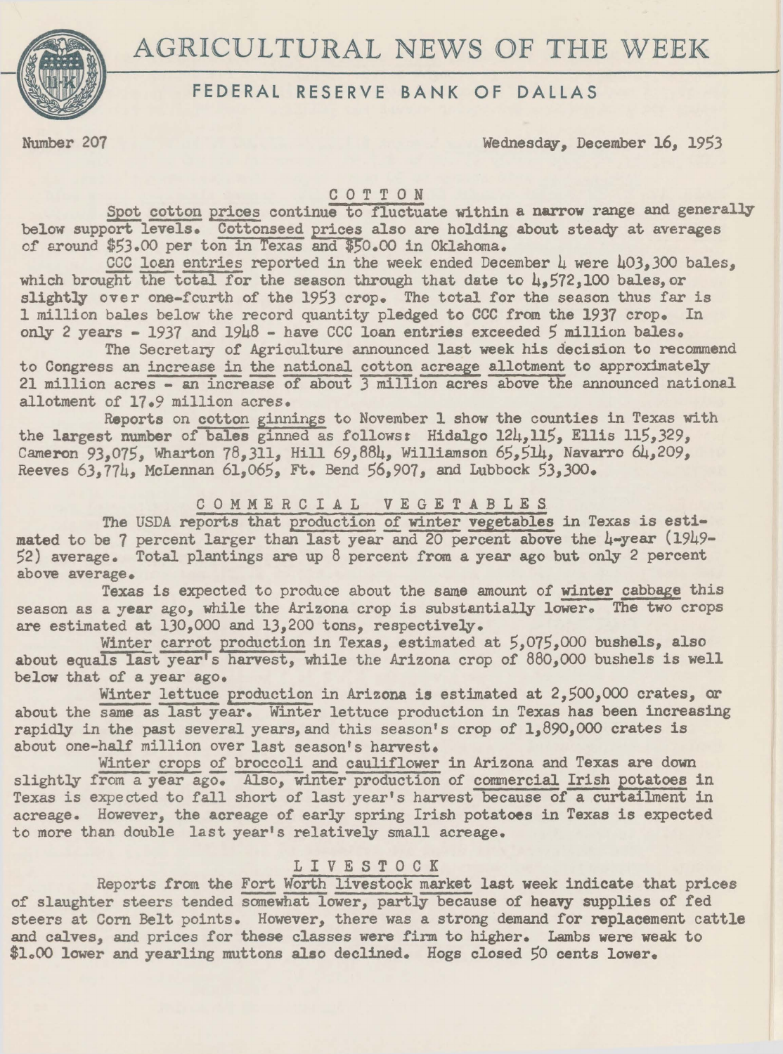// AGRICULTURAL NEWS OF THE WEEK

## FEDERAL RESERVE BANK OF DALLAS

Number 207 Wednesday, December 16, 1953

### COTTON

Spot cotton prices continue to fluctuate within a narrow range and generally below support levels. Cottonseed prices also are holding about steady at averages of around $53.00 per ton in Texas and $50.00 in Oklahoma.

CCC loan entries reported in the week ended December 4 were 403,300 bales, which brought the total for the season through that date to 4,572,100 bales, or slightly over one-fourth of the 1953 crop. The total for the season thus far is 1 million bales below the record quantity pledged to CCC from the 1937 crop. In only 2 years - 1937 and 1948 - have CCC loan entries exceeded 5 million bales.

The Secretary of Agriculture announced last week his decision to recommend to Congress an increase in the national cotton acreage allotment to approximately 21 million acres - an increase of about 3 million acres above the announced national allotment of 17.9 million acres.

Reports on cotton ginnings to November 1 show the counties in Texas with the largest number of bales ginned as follows: Hidalgo 124,115, Ellis 115,329, Cameron 93,075, Wharton 78,311, Hill 69,884, Williamson 65,514, Navarro 64,209, Reeves 63,774, McLennan 61,065, Ft. Bend 56,907, and Lubbock 53,300.

### COMMERCIAL VEGETABLES

The USDA reports that production of winter vegetables in Texas is estimated to be 7 percent larger than last year and 20 percent above the 4-year (1949-52) average. Total plantings are up 8 percent from a year ago but only 2 percent above average.

Texas is expected to produce about the same amount of winter cabbage this season as a year ago, while the Arizona crop is substantially lower. The two crops are estimated at 130,000 and 13,200 tons, respectively.

Winter carrot production in Texas, estimated at 5,075,000 bushels, also about equals last year's harvest, while the Arizona crop of 880,000 bushels is well below that of a year ago.

Winter lettuce production in Arizona is estimated at 2,500,000 crates, or about the same as last year. Winter lettuce production in Texas has been increasing rapidly in the past several years, and this season's crop of 1,890,000 crates is about one-half million over last season's harvest.

Winter crops of broccoli and cauliflower in Arizona and Texas are down slightly from a year ago. Also, winter production of commercial Irish potatoes in Texas is expected to fall short of last year's harvest because of a curtailment in acreage. However, the acreage of early spring Irish potatoes in Texas is expected to more than double last year's relatively small acreage.

### LIVESTOCK

Reports from the Fort Worth livestock market last week indicate that prices of slaughter steers tended somewhat lower, partly because of heavy supplies of fed steers at Corn Belt points. However, there was a strong demand for replacement cattle and calves, and prices for these classes were firm to higher. Lambs were weak to $1.00 lower and yearling muttons also declined. Hogs closed 50 cents lower.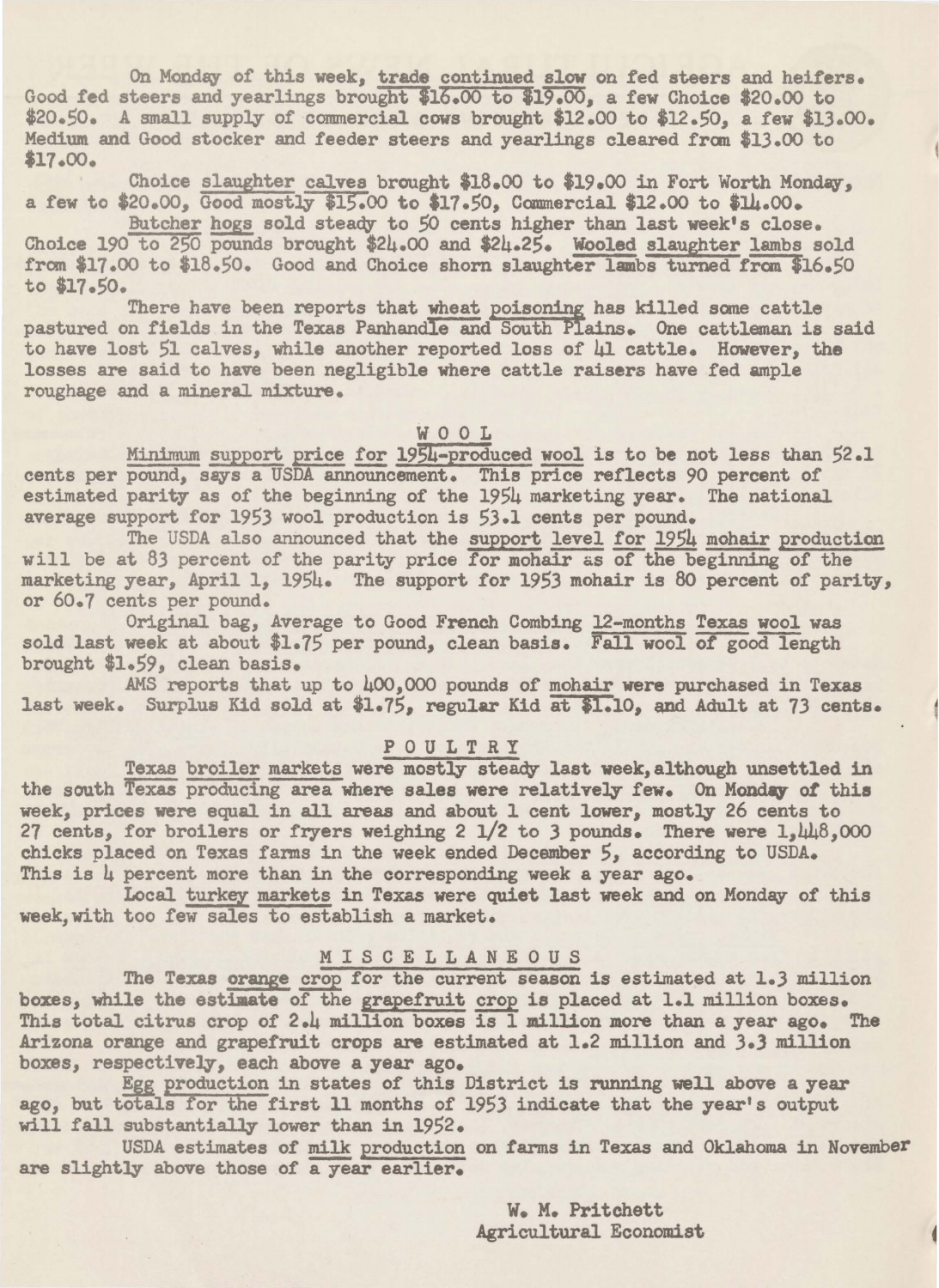On Monday of this week, trade continued slow on fed steers and heifers. Good fed steers and yearlings brought $16.00 to $19.00, a few Choice $20.00 to $20.50. A small supply of commercial cows brought $12.00 to $12.50, a few $13.00. Medium and Good stocker and feeder steers and yearlings cleared from $13.00 to $17.00.

Choice slaughter calves brought $18.00 to $19.00 in Fort Worth Monday, a few to $20.00, Good mostly $15.00 to $17.50, Commercial $12.00 to $14.00.

Butcher hogs sold steady to 50 cents higher than last week's close. Choice 190 to 250 pounds brought $24.00 and $24.25. Wooled slaughter lambs sold from $17.00 to $18.50. Good and Choice shorn slaughter lambs turned from $16.50 to $17.50.

There have been reports that wheat poisoning has killed some cattle pastured on fields in the Texas Panhandle and South Plains. One cattleman is said to have lost 51 calves, while another reported loss of 41 cattle. However, the losses are said to have been negligible where cattle raisers have fed ample roughage and a mineral mixture.

## WOOL

Minimum support price for 1954-produced wool is to be not less than 52.1 cents per pound, says a USDA announcement. This price reflects 90 percent of estimated parity as of the beginning of the 1954 marketing year. The national average support for 1953 wool production is 53.1 cents per pound.

The USDA also announced that the support level for 1954 mohair production will be at 83 percent of the parity price for mohair as of the beginning of the marketing year, April 1, 1954. The support for 1953 mohair is 80 percent of parity, or 60.7 cents per pound.

Original bag, Average to Good French Combing 12-months Texas wool was sold last week at about $1.75 per pound, clean basis. Fall wool of good length brought $1.59, clean basis.

AMS reports that up to 400,000 pounds of mohair were purchased in Texas last week. Surplus Kid sold at $1.75, regular Kid at $1.10, and Adult at 73 cents.

## POULTRY

Texas broiler markets were mostly steady last week, although unsettled in the south Texas producing area where sales were relatively few. On Monday of this week, prices were equal in all areas and about 1 cent lower, mostly 26 cents to 27 cents, for broilers or fryers weighing 2 1/2 to 3 pounds. There were 1,448,000 chicks placed on Texas farms in the week ended December 5, according to USDA. This is 4 percent more than in the corresponding week a year ago.

Local turkey markets in Texas were quiet last week and on Monday of this week, with too few sales to establish a market.

## MISCELLANEOUS

The Texas orange crop for the current season is estimated at 1.3 million boxes, while the estimate of the grapefruit crop is placed at 1.1 million boxes. This total citrus crop of 2.4 million boxes is 1 million more than a year ago. The Arizona orange and grapefruit crops are estimated at 1.2 million and 3.3 million boxes, respectively, each above a year ago.

Egg production in states of this District is running well above a year ago, but totals for the first 11 months of 1953 indicate that the year's output will fall substantially lower than in 1952.

USDA estimates of milk production on farms in Texas and Oklahoma in November are slightly above those of a year earlier.

W. M. Pritchett
Agricultural Economist